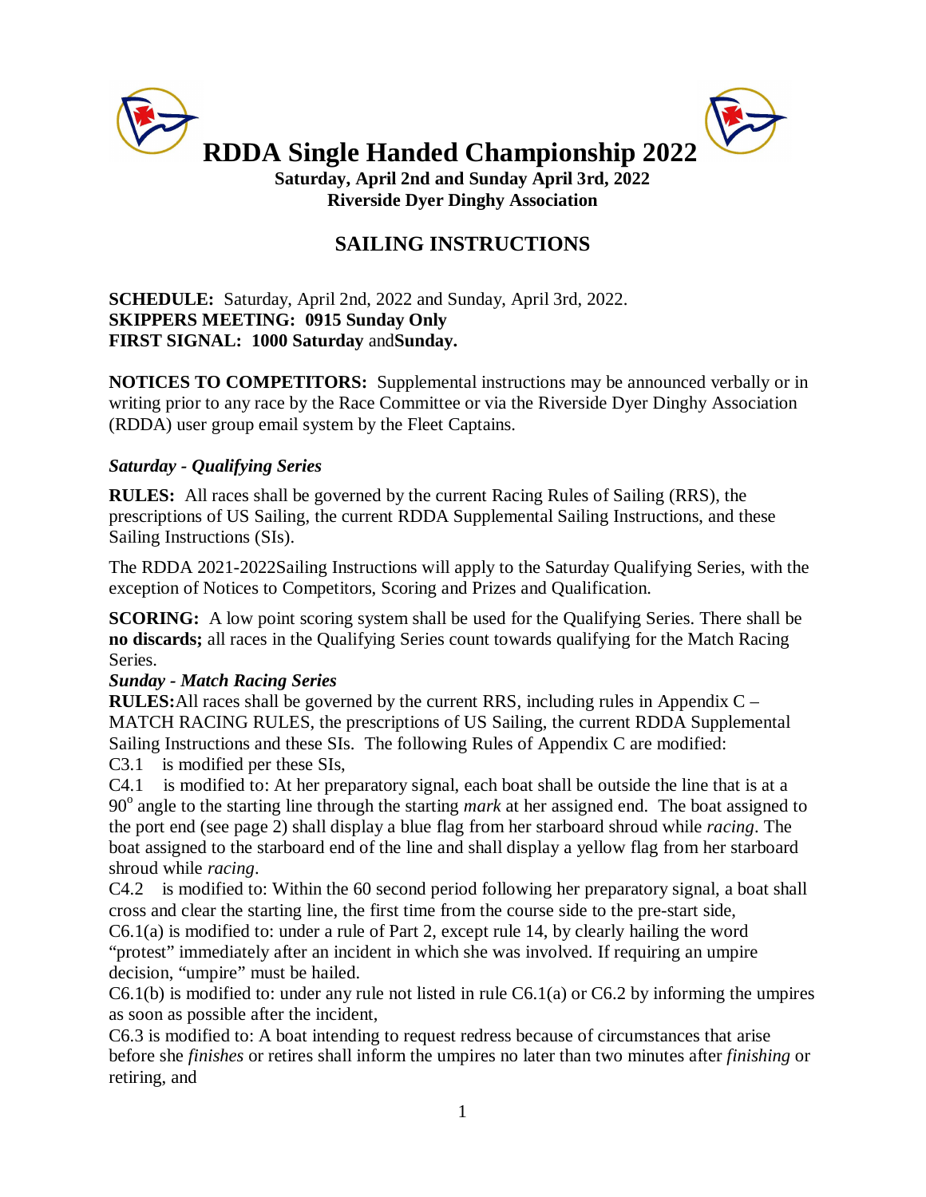# RDDA Single Handed Championship 2022

**Saturday, April 2nd and Sunday April 3rd, 2022**
**Riverside Dyer Dinghy Association**

## SAILING INSTRUCTIONS

**SCHEDULE:** Saturday, April 2nd, 2022 and Sunday, April 3rd, 2022.
**SKIPPERS MEETING: 0915 Sunday Only**
**FIRST SIGNAL: 1000 Saturday** and**Sunday.**

**NOTICES TO COMPETITORS:** Supplemental instructions may be announced verbally or in writing prior to any race by the Race Committee or via the Riverside Dyer Dinghy Association (RDDA) user group email system by the Fleet Captains.

### *Saturday - Qualifying Series*

**RULES:** All races shall be governed by the current Racing Rules of Sailing (RRS), the prescriptions of US Sailing, the current RDDA Supplemental Sailing Instructions, and these Sailing Instructions (SIs).

The RDDA 2021-2022Sailing Instructions will apply to the Saturday Qualifying Series, with the exception of Notices to Competitors, Scoring and Prizes and Qualification.

**SCORING:** A low point scoring system shall be used for the Qualifying Series. There shall be **no discards;** all races in the Qualifying Series count towards qualifying for the Match Racing Series.

### *Sunday - Match Racing Series*

**RULES:**All races shall be governed by the current RRS, including rules in Appendix C – MATCH RACING RULES, the prescriptions of US Sailing, the current RDDA Supplemental Sailing Instructions and these SIs. The following Rules of Appendix C are modified:

C3.1 is modified per these SIs,

C4.1 is modified to: At her preparatory signal, each boat shall be outside the line that is at a 90° angle to the starting line through the starting *mark* at her assigned end. The boat assigned to the port end (see page 2) shall display a blue flag from her starboard shroud while *racing*. The boat assigned to the starboard end of the line and shall display a yellow flag from her starboard shroud while *racing*.

C4.2 is modified to: Within the 60 second period following her preparatory signal, a boat shall cross and clear the starting line, the first time from the course side to the pre-start side,

C6.1(a) is modified to: under a rule of Part 2, except rule 14, by clearly hailing the word "protest" immediately after an incident in which she was involved. If requiring an umpire decision, "umpire" must be hailed.

C6.1(b) is modified to: under any rule not listed in rule C6.1(a) or C6.2 by informing the umpires as soon as possible after the incident,

C6.3 is modified to: A boat intending to request redress because of circumstances that arise before she *finishes* or retires shall inform the umpires no later than two minutes after *finishing* or retiring, and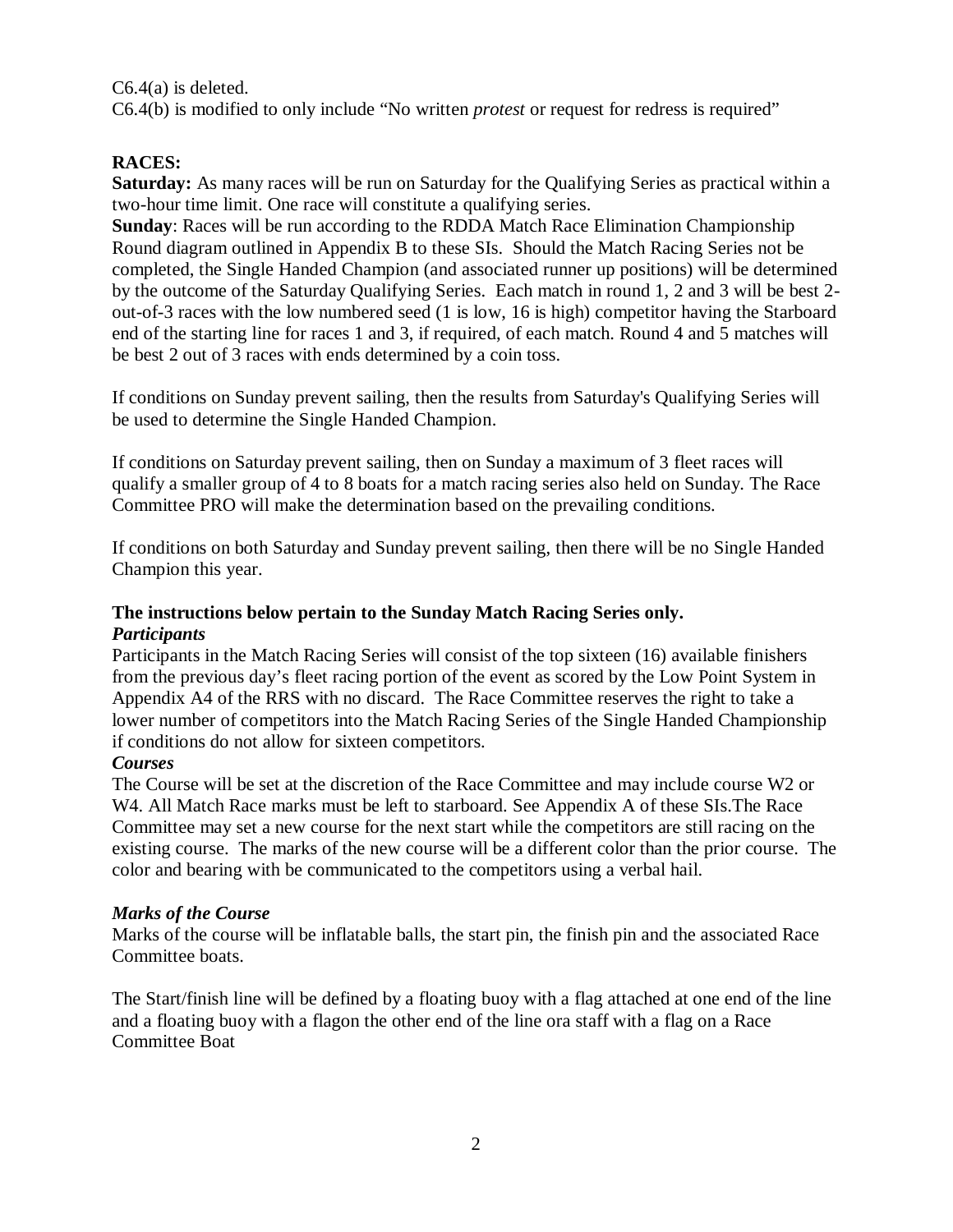C6.4(a) is deleted.
C6.4(b) is modified to only include “No written *protest* or request for redress is required”

**RACES:**
**Saturday:** As many races will be run on Saturday for the Qualifying Series as practical within a two-hour time limit. One race will constitute a qualifying series.
**Sunday**: Races will be run according to the RDDA Match Race Elimination Championship Round diagram outlined in Appendix B to these SIs. Should the Match Racing Series not be completed, the Single Handed Champion (and associated runner up positions) will be determined by the outcome of the Saturday Qualifying Series. Each match in round 1, 2 and 3 will be best 2-out-of-3 races with the low numbered seed (1 is low, 16 is high) competitor having the Starboard end of the starting line for races 1 and 3, if required, of each match. Round 4 and 5 matches will be best 2 out of 3 races with ends determined by a coin toss.

If conditions on Sunday prevent sailing, then the results from Saturday's Qualifying Series will be used to determine the Single Handed Champion.

If conditions on Saturday prevent sailing, then on Sunday a maximum of 3 fleet races will qualify a smaller group of 4 to 8 boats for a match racing series also held on Sunday. The Race Committee PRO will make the determination based on the prevailing conditions.

If conditions on both Saturday and Sunday prevent sailing, then there will be no Single Handed Champion this year.

**The instructions below pertain to the Sunday Match Racing Series only.**
***Participants***
Participants in the Match Racing Series will consist of the top sixteen (16) available finishers from the previous day’s fleet racing portion of the event as scored by the Low Point System in Appendix A4 of the RRS with no discard. The Race Committee reserves the right to take a lower number of competitors into the Match Racing Series of the Single Handed Championship if conditions do not allow for sixteen competitors.
***Courses***
The Course will be set at the discretion of the Race Committee and may include course W2 or W4. All Match Race marks must be left to starboard. See Appendix A of these SIs.The Race Committee may set a new course for the next start while the competitors are still racing on the existing course. The marks of the new course will be a different color than the prior course. The color and bearing with be communicated to the competitors using a verbal hail.

***Marks of the Course***
Marks of the course will be inflatable balls, the start pin, the finish pin and the associated Race Committee boats.

The Start/finish line will be defined by a floating buoy with a flag attached at one end of the line and a floating buoy with a flagon the other end of the line ora staff with a flag on a Race Committee Boat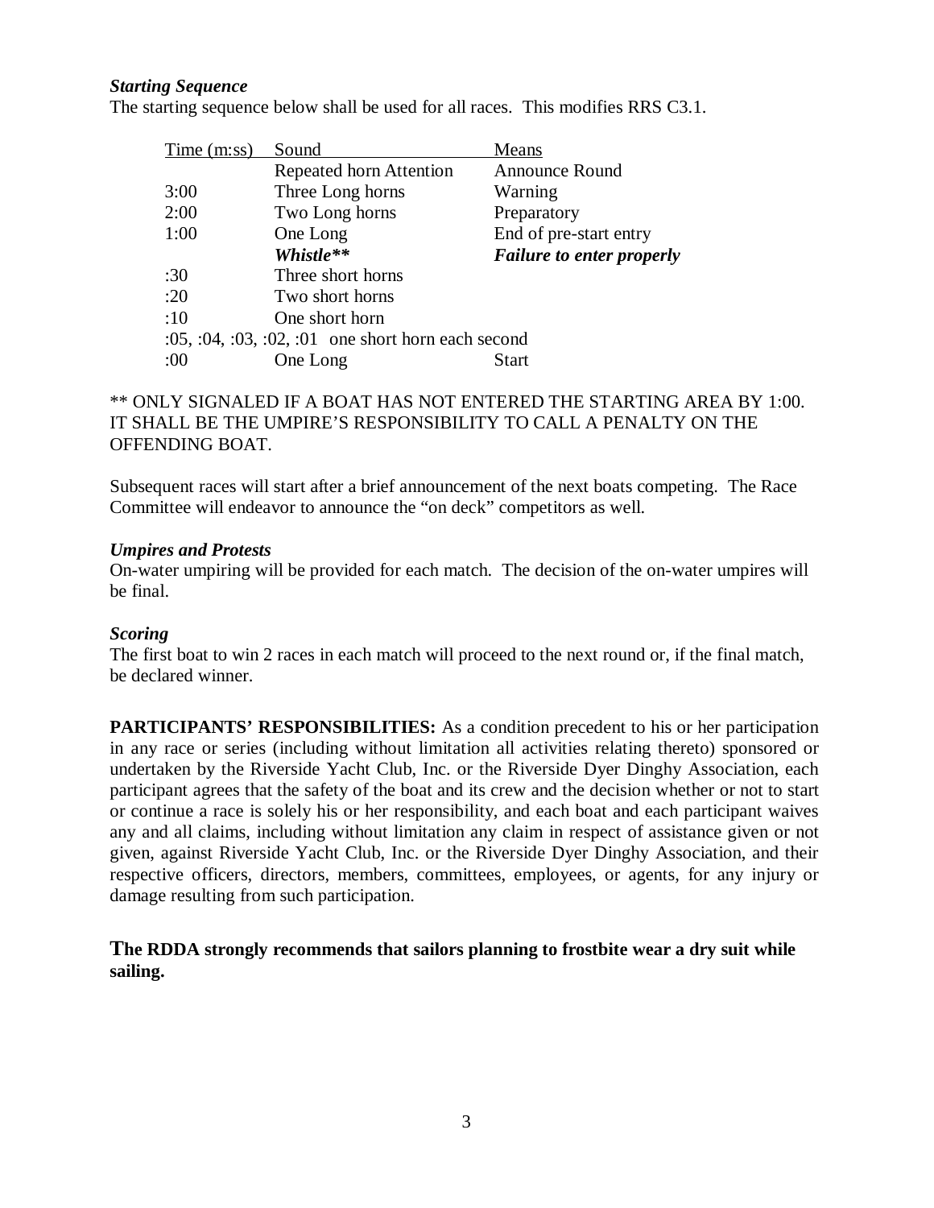***Starting Sequence***

The starting sequence below shall be used for all races. This modifies RRS C3.1.

| Time (m:ss) | Sound | Means |
|---|---|---|
| | Repeated horn Attention | Announce Round |
| 3:00 | Three Long horns | Warning |
| 2:00 | Two Long horns | Preparatory |
| 1:00 | One Long | End of pre-start entry |
| | ***Whistle**** | ***Failure to enter properly*** |
| :30 | Three short horns | |
| :20 | Two short horns | |
| :10 | One short horn | |
| :05, :04, :03, :02, :01 | one short horn each second | |
| :00 | One Long | Start |

** ONLY SIGNALED IF A BOAT HAS NOT ENTERED THE STARTING AREA BY 1:00. IT SHALL BE THE UMPIRE'S RESPONSIBILITY TO CALL A PENALTY ON THE OFFENDING BOAT.

Subsequent races will start after a brief announcement of the next boats competing. The Race Committee will endeavor to announce the "on deck" competitors as well.

***Umpires and Protests***

On-water umpiring will be provided for each match. The decision of the on-water umpires will be final.

***Scoring***

The first boat to win 2 races in each match will proceed to the next round or, if the final match, be declared winner.

**PARTICIPANTS' RESPONSIBILITIES:** As a condition precedent to his or her participation in any race or series (including without limitation all activities relating thereto) sponsored or undertaken by the Riverside Yacht Club, Inc. or the Riverside Dyer Dinghy Association, each participant agrees that the safety of the boat and its crew and the decision whether or not to start or continue a race is solely his or her responsibility, and each boat and each participant waives any and all claims, including without limitation any claim in respect of assistance given or not given, against Riverside Yacht Club, Inc. or the Riverside Dyer Dinghy Association, and their respective officers, directors, members, committees, employees, or agents, for any injury or damage resulting from such participation.

**The RDDA strongly recommends that sailors planning to frostbite wear a dry suit while sailing.**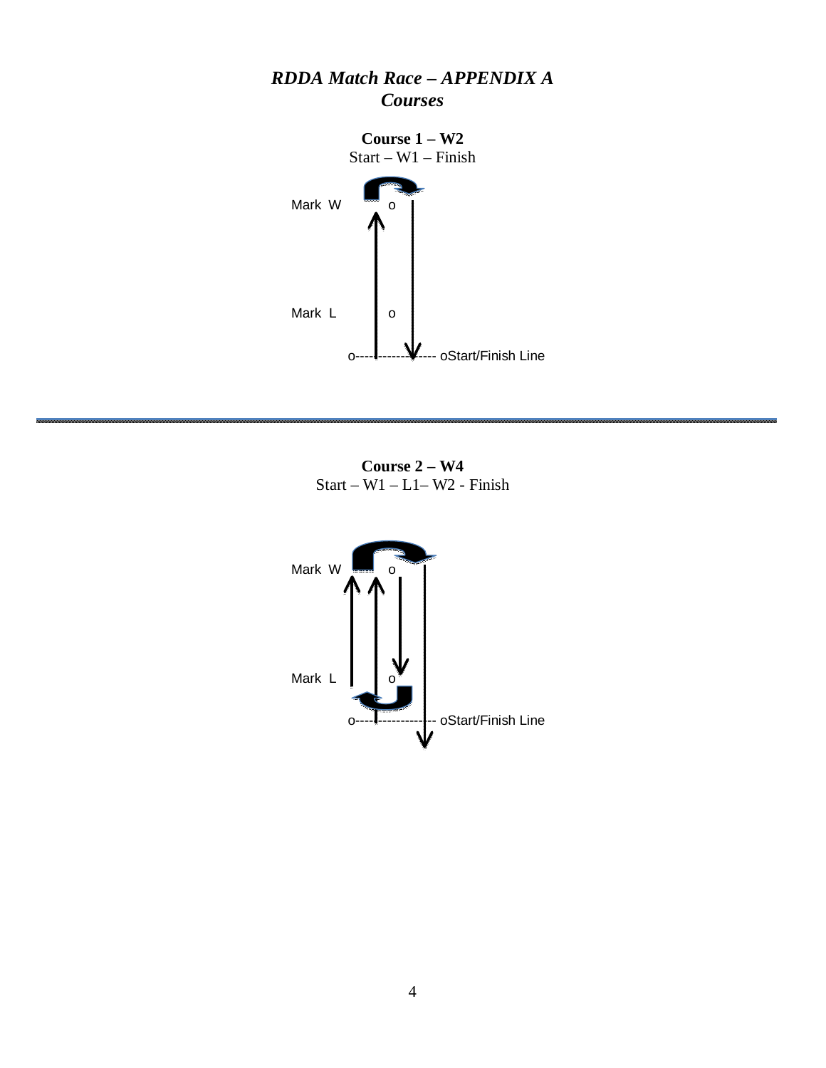# *RDDA Match Race – APPENDIX A*
## *Courses*

**Course 1 – W2**

Start – W1 – Finish

Mark W o

Mark L o

o---------------- oStart/Finish Line

---

**Course 2 – W4**

Start – W1 – L1– W2 - Finish

Mark W o

Mark L o

o---------------- oStart/Finish Line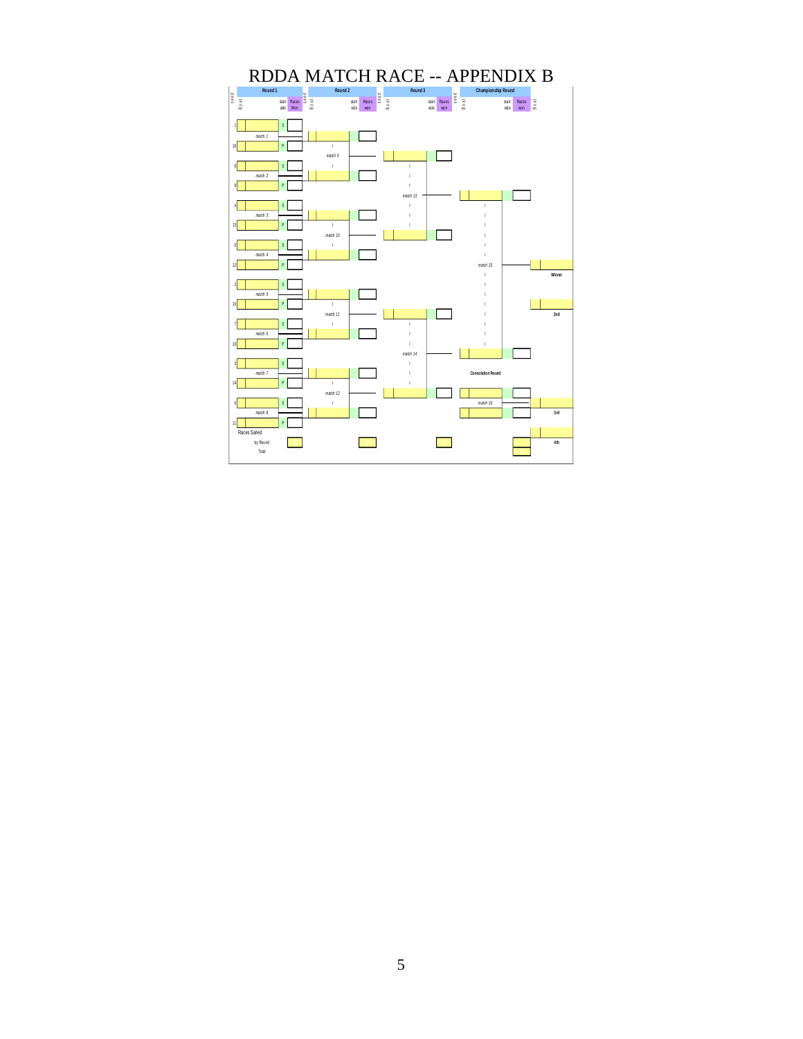# RDDA MATCH RACE -- APPENDIX B

Round 1

Round 2

Round 3

Championship Round

seed

Boat

start side

Races Won

seed

Boat

start side

Races won

seed

Boat

start side

Races won

seed

Boat

start side

Races won

Boat

1

S

match 1

16

P

match 9

8

S

match 2

9

P

match 13

4

S

match 3

13

P

match 10

5

S

match 4

12

P

match 15

Winner

2

S

match 5

15

P

2nd

match 11

7

S

match 6

10

P

match 14

3

S

Consolation Round

match 7

14

P

match 12

6

S

match 16

match 8

3rd

11

P

Races Sailed

by Round

4th

Total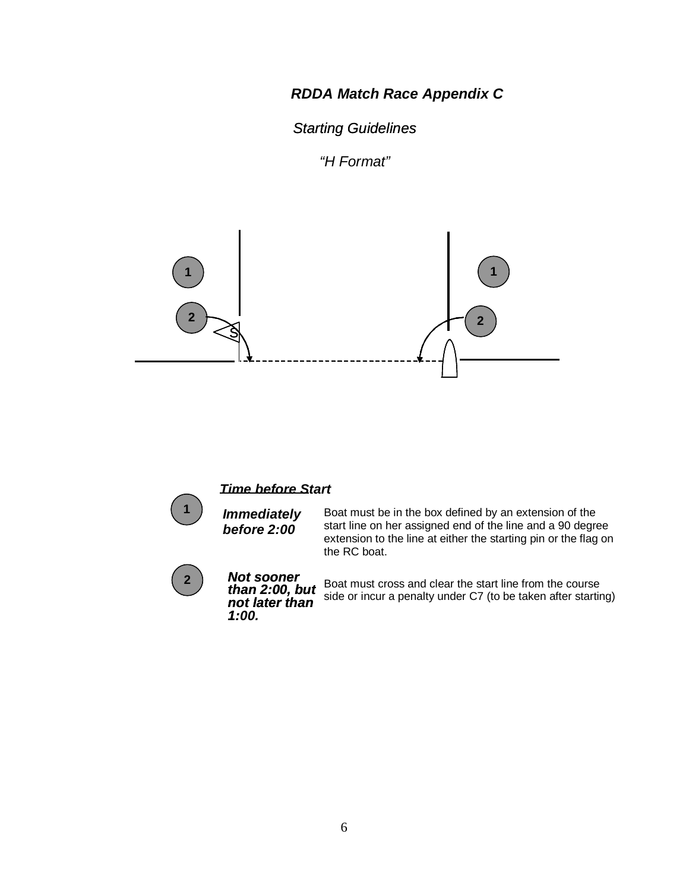***RDDA Match Race Appendix C***

*Starting Guidelines*

*“H Format”*

1

1

2

S

2

| | Time before Start | |
|---|---|---|
| 1 | ***Immediately before 2:00*** | Boat must be in the box defined by an extension of the start line on her assigned end of the line and a 90 degree extension to the line at either the starting pin or the flag on the RC boat. |
| 2 | ***Not sooner than 2:00, but not later than 1:00.*** | Boat must cross and clear the start line from the course side or incur a penalty under C7 (to be taken after starting) |